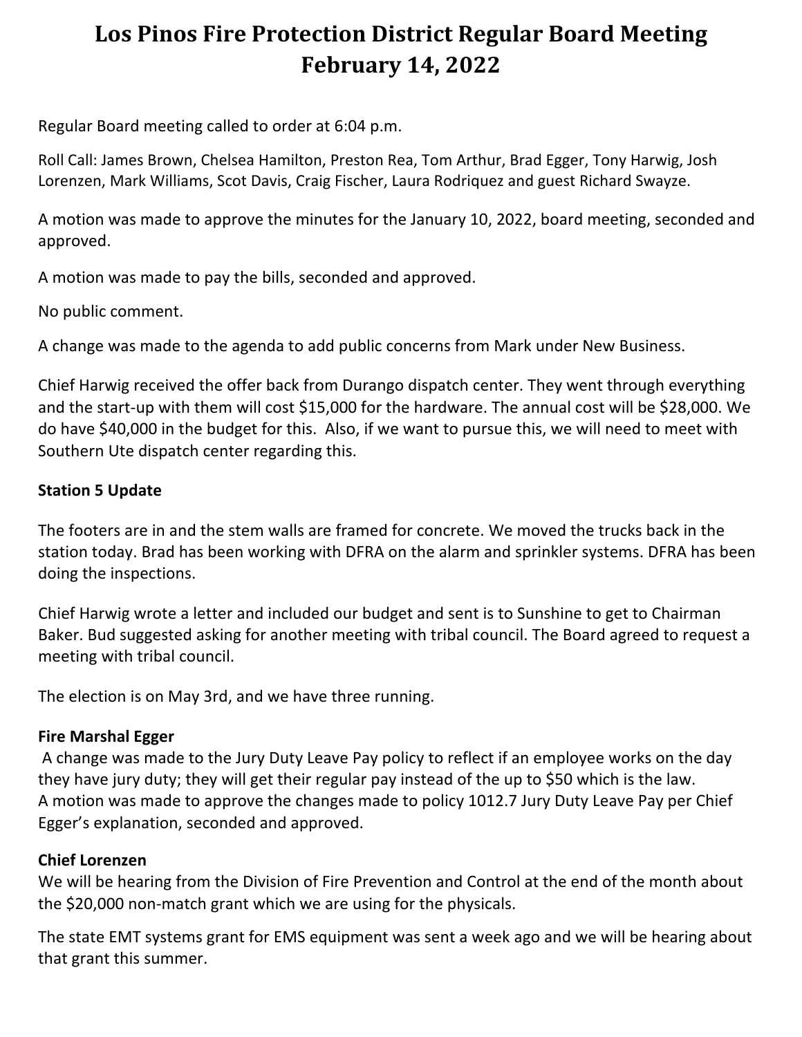# Los Pinos Fire Protection District Regular Board Meeting February 14, 2022

Regular Board meeting called to order at 6:04 p.m.

Roll Call: James Brown, Chelsea Hamilton, Preston Rea, Tom Arthur, Brad Egger, Tony Harwig, Josh Lorenzen, Mark Williams, Scot Davis, Craig Fischer, Laura Rodriquez and guest Richard Swayze.

A motion was made to approve the minutes for the January 10, 2022, board meeting, seconded and approved.

A motion was made to pay the bills, seconded and approved.

No public comment.

A change was made to the agenda to add public concerns from Mark under New Business.

Chief Harwig received the offer back from Durango dispatch center. They went through everything and the start-up with them will cost $15,000 for the hardware. The annual cost will be $28,000. We do have $40,000 in the budget for this. Also, if we want to pursue this, we will need to meet with Southern Ute dispatch center regarding this.

**Station 5 Update**

The footers are in and the stem walls are framed for concrete. We moved the trucks back in the station today. Brad has been working with DFRA on the alarm and sprinkler systems. DFRA has been doing the inspections.

Chief Harwig wrote a letter and included our budget and sent is to Sunshine to get to Chairman Baker. Bud suggested asking for another meeting with tribal council. The Board agreed to request a meeting with tribal council.

The election is on May 3rd, and we have three running.

**Fire Marshal Egger**

A change was made to the Jury Duty Leave Pay policy to reflect if an employee works on the day they have jury duty; they will get their regular pay instead of the up to $50 which is the law. A motion was made to approve the changes made to policy 1012.7 Jury Duty Leave Pay per Chief Egger's explanation, seconded and approved.

**Chief Lorenzen**

We will be hearing from the Division of Fire Prevention and Control at the end of the month about the $20,000 non-match grant which we are using for the physicals.

The state EMT systems grant for EMS equipment was sent a week ago and we will be hearing about that grant this summer.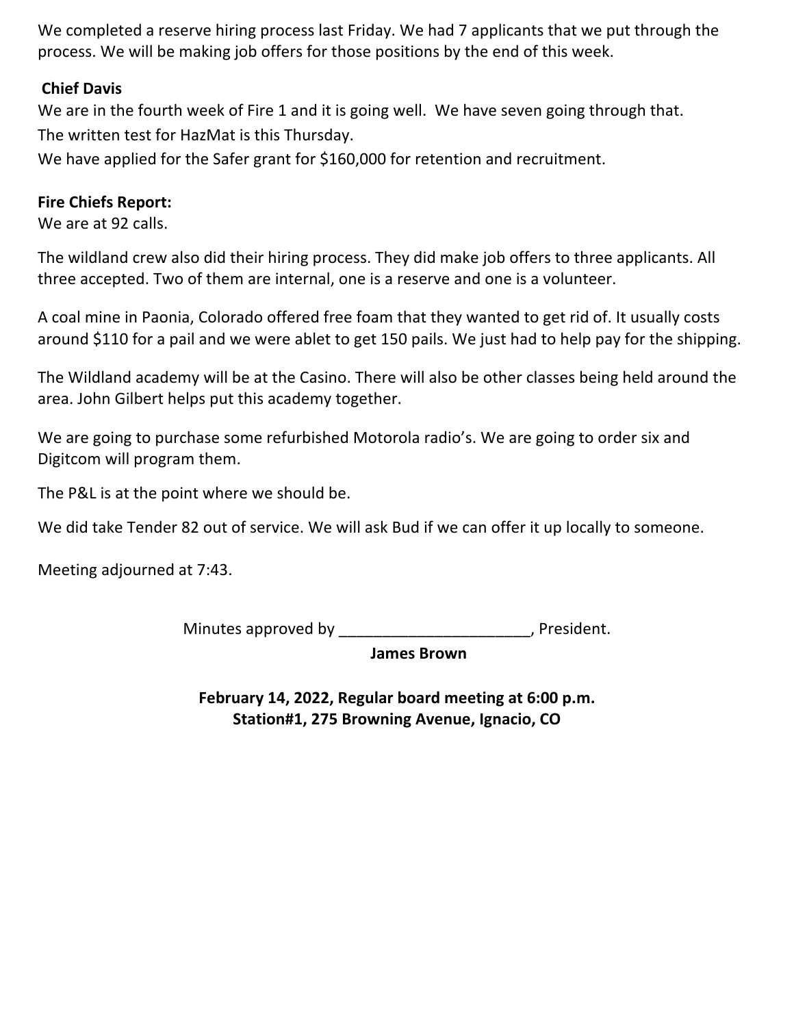We completed a reserve hiring process last Friday. We had 7 applicants that we put through the process. We will be making job offers for those positions by the end of this week.

**Chief Davis**

We are in the fourth week of Fire 1 and it is going well. We have seven going through that.

The written test for HazMat is this Thursday.

We have applied for the Safer grant for $160,000 for retention and recruitment.

**Fire Chiefs Report:**

We are at 92 calls.

The wildland crew also did their hiring process. They did make job offers to three applicants. All three accepted. Two of them are internal, one is a reserve and one is a volunteer.

A coal mine in Paonia, Colorado offered free foam that they wanted to get rid of. It usually costs around $110 for a pail and we were ablet to get 150 pails. We just had to help pay for the shipping.

The Wildland academy will be at the Casino. There will also be other classes being held around the area. John Gilbert helps put this academy together.

We are going to purchase some refurbished Motorola radio's. We are going to order six and Digitcom will program them.

The P&L is at the point where we should be.

We did take Tender 82 out of service. We will ask Bud if we can offer it up locally to someone.

Meeting adjourned at 7:43.

Minutes approved by ______________________, President.

**James Brown**

**February 14, 2022, Regular board meeting at 6:00 p.m.**
**Station#1, 275 Browning Avenue, Ignacio, CO**